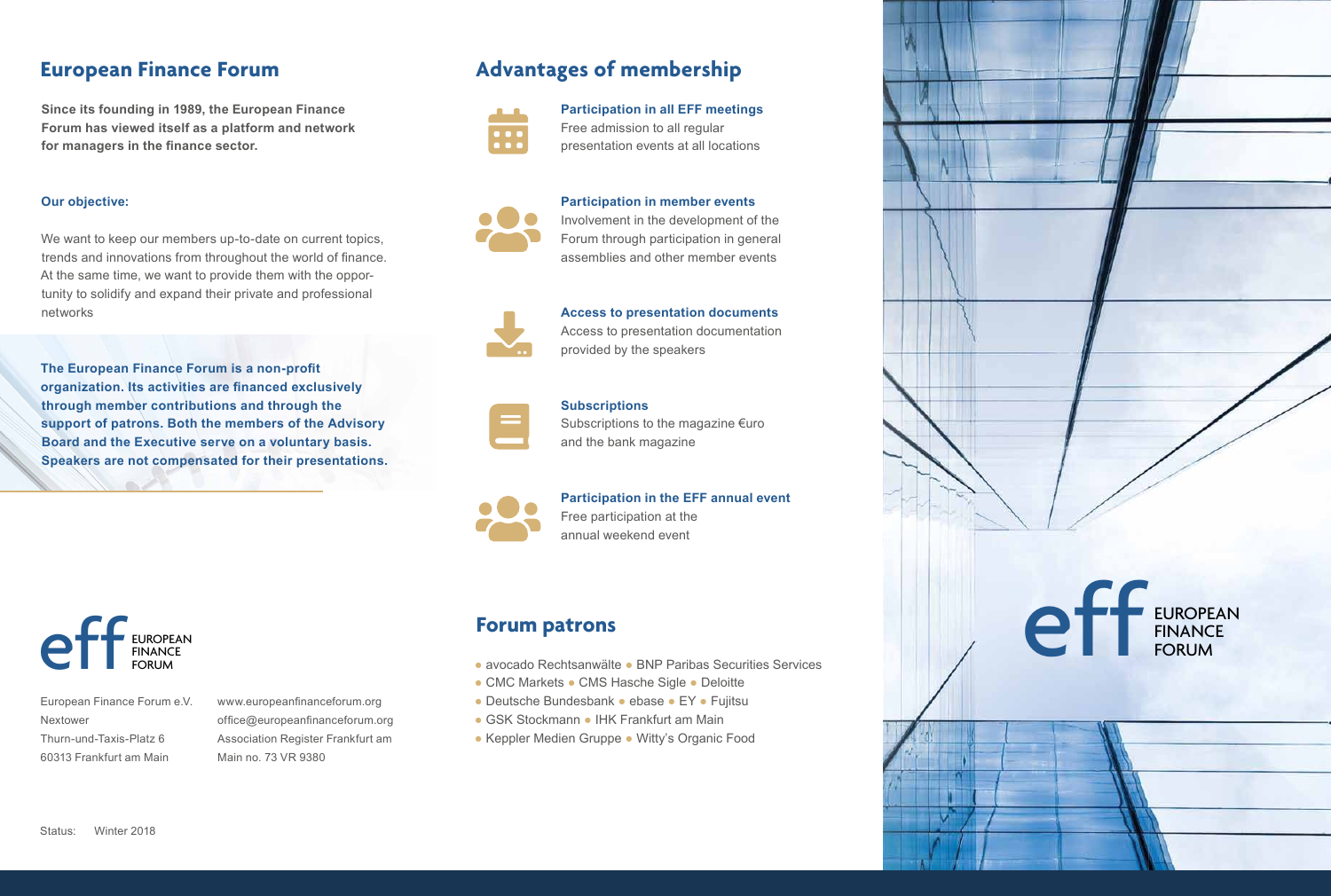## European Finance Forum

**Since its founding in 1989, the European Finance Forum has viewed itself as a platform and network for managers in the finance sector.**

**Our objective:**

We want to keep our members up-to-date on current topics, trends and innovations from throughout the world of finance. At the same time, we want to provide them with the opportunity to solidify and expand their private and professional networks

**The European Finance Forum is a non-profit organization. Its activities are financed exclusively through member contributions and through the support of patrons. Both the members of the Advisory Board and the Executive serve on a voluntary basis. Speakers are not compensated for their presentations.**

eff EUROPEAN FINANCE FORUM

European Finance Forum e.V.
Nextower
Thurn-und-Taxis-Platz 6
60313 Frankfurt am Main

www.europeanfinanceforum.org
office@europeanfinanceforum.org
Association Register Frankfurt am Main no. 73 VR 9380

Status: Winter 2018

## Advantages of membership

**Participation in all EFF meetings**
Free admission to all regular presentation events at all locations

**Participation in member events**
Involvement in the development of the Forum through participation in general assemblies and other member events

**Access to presentation documents**
Access to presentation documentation provided by the speakers

**Subscriptions**
Subscriptions to the magazine €uro and the bank magazine

**Participation in the EFF annual event**
Free participation at the annual weekend event

## Forum patrons

- avocado Rechtsanwälte
- BNP Paribas Securities Services
- CMC Markets
- CMS Hasche Sigle
- Deloitte
- Deutsche Bundesbank
- ebase
- EY
- Fujitsu
- GSK Stockmann
- IHK Frankfurt am Main
- Keppler Medien Gruppe
- Witty's Organic Food

eff EUROPEAN FINANCE FORUM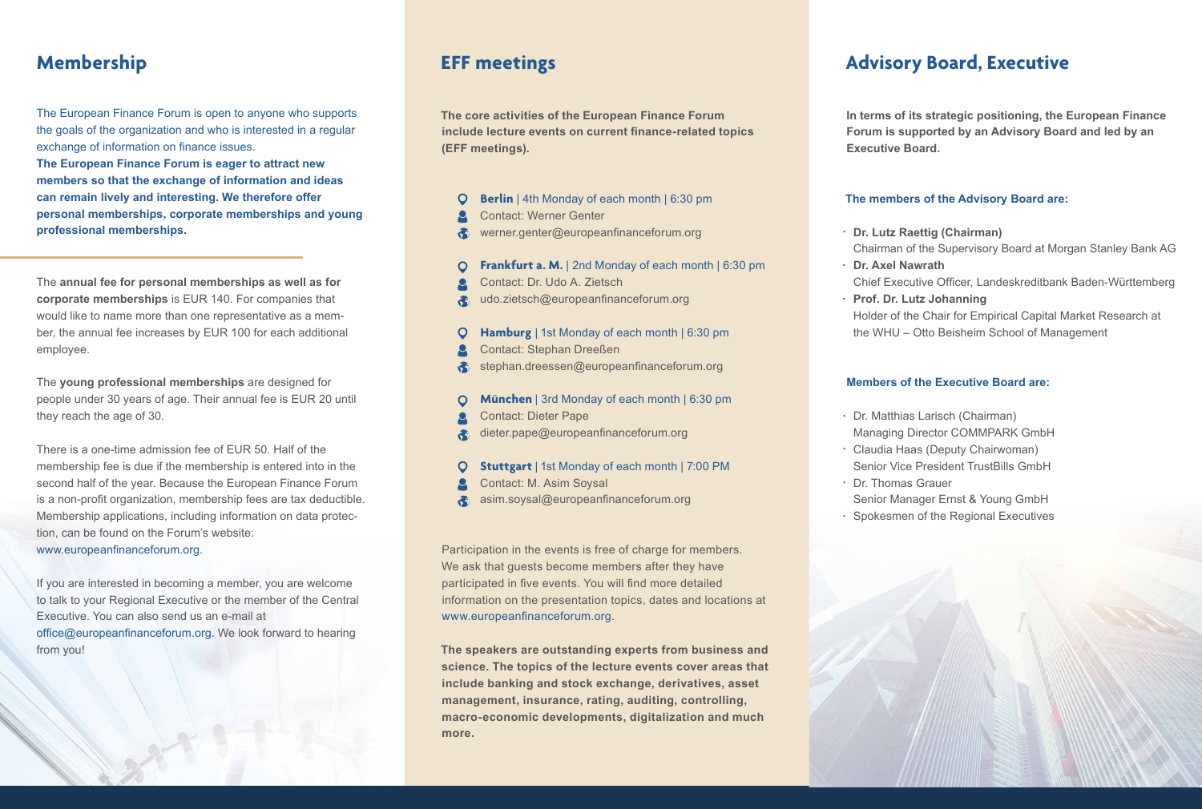## Membership

The European Finance Forum is open to anyone who supports the goals of the organization and who is interested in a regular exchange of information on finance issues.

**The European Finance Forum is eager to attract new members so that the exchange of information and ideas can remain lively and interesting. We therefore offer personal memberships, corporate memberships and young professional memberships.**

The **annual fee for personal memberships as well as for corporate memberships** is EUR 140. For companies that would like to name more than one representative as a member, the annual fee increases by EUR 100 for each additional employee.

The **young professional memberships** are designed for people under 30 years of age. Their annual fee is EUR 20 until they reach the age of 30.

There is a one-time admission fee of EUR 50. Half of the membership fee is due if the membership is entered into in the second half of the year. Because the European Finance Forum is a non-profit organization, membership fees are tax deductible. Membership applications, including information on data protection, can be found on the Forum's website: www.europeanfinanceforum.org.

If you are interested in becoming a member, you are welcome to talk to your Regional Executive or the member of the Central Executive. You can also send us an e-mail at office@europeanfinanceforum.org. We look forward to hearing from you!

## EFF meetings

**The core activities of the European Finance Forum include lecture events on current finance-related topics (EFF meetings).**

**Berlin** | 4th Monday of each month | 6:30 pm
Contact: Werner Genter
werner.genter@europeanfinanceforum.org

**Frankfurt a. M.** | 2nd Monday of each month | 6:30 pm
Contact: Dr. Udo A. Zietsch
udo.zietsch@europeanfinanceforum.org

**Hamburg** | 1st Monday of each month | 6:30 pm
Contact: Stephan Dreeßen
stephan.dreessen@europeanfinanceforum.org

**München** | 3rd Monday of each month | 6:30 pm
Contact: Dieter Pape
dieter.pape@europeanfinanceforum.org

**Stuttgart** | 1st Monday of each month | 7:00 PM
Contact: M. Asim Soysal
asim.soysal@europeanfinanceforum.org

Participation in the events is free of charge for members. We ask that guests become members after they have participated in five events. You will find more detailed information on the presentation topics, dates and locations at www.europeanfinanceforum.org.

**The speakers are outstanding experts from business and science. The topics of the lecture events cover areas that include banking and stock exchange, derivatives, asset management, insurance, rating, auditing, controlling, macro-economic developments, digitalization and much more.**

## Advisory Board, Executive

**In terms of its strategic positioning, the European Finance Forum is supported by an Advisory Board and led by an Executive Board.**

**The members of the Advisory Board are:**

- **Dr. Lutz Raettig (Chairman)**
  Chairman of the Supervisory Board at Morgan Stanley Bank AG
- **Dr. Axel Nawrath**
  Chief Executive Officer, Landeskreditbank Baden-Württemberg
- **Prof. Dr. Lutz Johanning**
  Holder of the Chair for Empirical Capital Market Research at the WHU – Otto Beisheim School of Management

**Members of the Executive Board are:**

- Dr. Matthias Larisch (Chairman)
  Managing Director COMMPARK GmbH
- Claudia Haas (Deputy Chairwoman)
  Senior Vice President TrustBills GmbH
- Dr. Thomas Grauer
  Senior Manager Ernst & Young GmbH
- Spokesmen of the Regional Executives